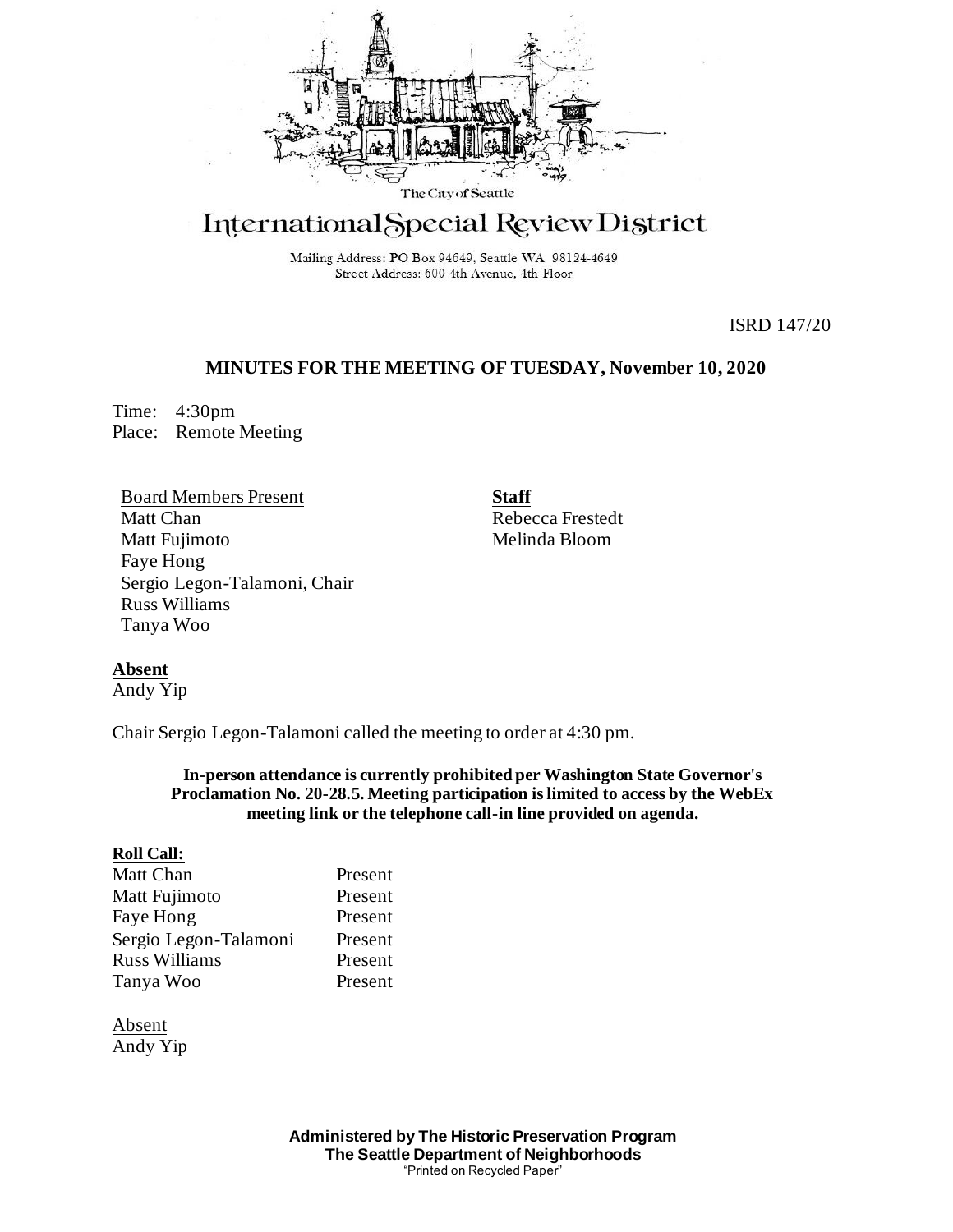The City of Seattle

# International Special Review District

Mailing Address: PO Box 94649, Seattle WA 98124-4649
Street Address: 600 4th Avenue, 4th Floor

ISRD 147/20

## MINUTES FOR THE MEETING OF TUESDAY, November 10, 2020

Time: 4:30pm
Place: Remote Meeting

Board Members Present
Matt Chan
Matt Fujimoto
Faye Hong
Sergio Legon-Talamoni, Chair
Russ Williams
Tanya Woo

**Staff**
Rebecca Frestedt
Melinda Bloom

**Absent**
Andy Yip

Chair Sergio Legon-Talamoni called the meeting to order at 4:30 pm.

**In-person attendance is currently prohibited per Washington State Governor's Proclamation No. 20-28.5. Meeting participation is limited to access by the WebEx meeting link or the telephone call-in line provided on agenda.**

**Roll Call:**

| | |
|---|---|
| Matt Chan | Present |
| Matt Fujimoto | Present |
| Faye Hong | Present |
| Sergio Legon-Talamoni | Present |
| Russ Williams | Present |
| Tanya Woo | Present |

Absent
Andy Yip

**Administered by The Historic Preservation Program**
**The Seattle Department of Neighborhoods**
"Printed on Recycled Paper"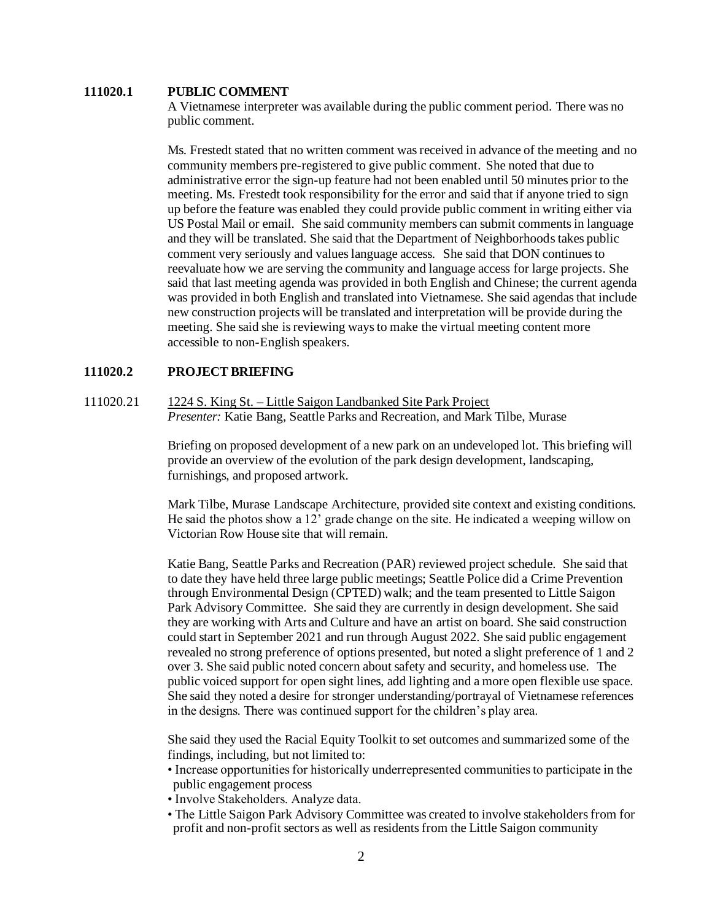## 111020.1 PUBLIC COMMENT

A Vietnamese interpreter was available during the public comment period. There was no public comment.

Ms. Frestedt stated that no written comment was received in advance of the meeting and no community members pre-registered to give public comment. She noted that due to administrative error the sign-up feature had not been enabled until 50 minutes prior to the meeting. Ms. Frestedt took responsibility for the error and said that if anyone tried to sign up before the feature was enabled they could provide public comment in writing either via US Postal Mail or email. She said community members can submit comments in language and they will be translated. She said that the Department of Neighborhoods takes public comment very seriously and values language access. She said that DON continues to reevaluate how we are serving the community and language access for large projects. She said that last meeting agenda was provided in both English and Chinese; the current agenda was provided in both English and translated into Vietnamese. She said agendas that include new construction projects will be translated and interpretation will be provide during the meeting. She said she is reviewing ways to make the virtual meeting content more accessible to non-English speakers.

## 111020.2 PROJECT BRIEFING

### 111020.21 1224 S. King St. – Little Saigon Landbanked Site Park Project

*Presenter:* Katie Bang, Seattle Parks and Recreation, and Mark Tilbe, Murase

Briefing on proposed development of a new park on an undeveloped lot. This briefing will provide an overview of the evolution of the park design development, landscaping, furnishings, and proposed artwork.

Mark Tilbe, Murase Landscape Architecture, provided site context and existing conditions. He said the photos show a 12' grade change on the site. He indicated a weeping willow on Victorian Row House site that will remain.

Katie Bang, Seattle Parks and Recreation (PAR) reviewed project schedule. She said that to date they have held three large public meetings; Seattle Police did a Crime Prevention through Environmental Design (CPTED) walk; and the team presented to Little Saigon Park Advisory Committee. She said they are currently in design development. She said they are working with Arts and Culture and have an artist on board. She said construction could start in September 2021 and run through August 2022. She said public engagement revealed no strong preference of options presented, but noted a slight preference of 1 and 2 over 3. She said public noted concern about safety and security, and homeless use. The public voiced support for open sight lines, add lighting and a more open flexible use space. She said they noted a desire for stronger understanding/portrayal of Vietnamese references in the designs. There was continued support for the children's play area.

She said they used the Racial Equity Toolkit to set outcomes and summarized some of the findings, including, but not limited to:

- Increase opportunities for historically underrepresented communities to participate in the public engagement process
- Involve Stakeholders. Analyze data.
- The Little Saigon Park Advisory Committee was created to involve stakeholders from for profit and non-profit sectors as well as residents from the Little Saigon community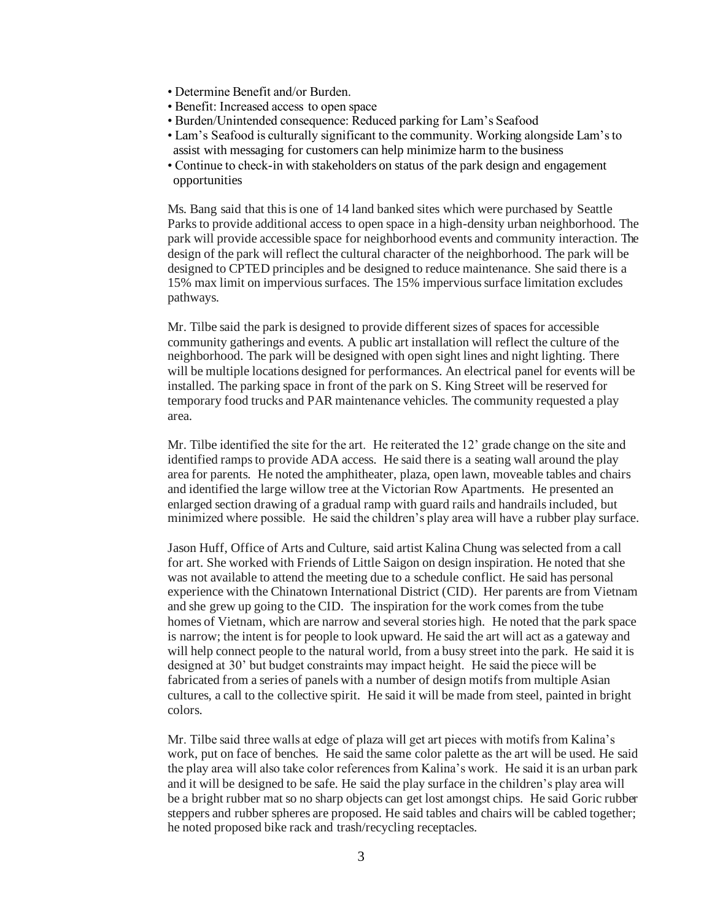- Determine Benefit and/or Burden.
- Benefit: Increased access to open space
- Burden/Unintended consequence: Reduced parking for Lam's Seafood
- Lam's Seafood is culturally significant to the community. Working alongside Lam's to assist with messaging for customers can help minimize harm to the business
- Continue to check-in with stakeholders on status of the park design and engagement opportunities

Ms. Bang said that this is one of 14 land banked sites which were purchased by Seattle Parks to provide additional access to open space in a high-density urban neighborhood. The park will provide accessible space for neighborhood events and community interaction. The design of the park will reflect the cultural character of the neighborhood. The park will be designed to CPTED principles and be designed to reduce maintenance. She said there is a 15% max limit on impervious surfaces. The 15% impervious surface limitation excludes pathways.

Mr. Tilbe said the park is designed to provide different sizes of spaces for accessible community gatherings and events. A public art installation will reflect the culture of the neighborhood. The park will be designed with open sight lines and night lighting. There will be multiple locations designed for performances. An electrical panel for events will be installed. The parking space in front of the park on S. King Street will be reserved for temporary food trucks and PAR maintenance vehicles. The community requested a play area.

Mr. Tilbe identified the site for the art. He reiterated the 12' grade change on the site and identified ramps to provide ADA access. He said there is a seating wall around the play area for parents. He noted the amphitheater, plaza, open lawn, moveable tables and chairs and identified the large willow tree at the Victorian Row Apartments. He presented an enlarged section drawing of a gradual ramp with guard rails and handrails included, but minimized where possible. He said the children's play area will have a rubber play surface.

Jason Huff, Office of Arts and Culture, said artist Kalina Chung was selected from a call for art. She worked with Friends of Little Saigon on design inspiration. He noted that she was not available to attend the meeting due to a schedule conflict. He said has personal experience with the Chinatown International District (CID). Her parents are from Vietnam and she grew up going to the CID. The inspiration for the work comes from the tube homes of Vietnam, which are narrow and several stories high. He noted that the park space is narrow; the intent is for people to look upward. He said the art will act as a gateway and will help connect people to the natural world, from a busy street into the park. He said it is designed at 30' but budget constraints may impact height. He said the piece will be fabricated from a series of panels with a number of design motifs from multiple Asian cultures, a call to the collective spirit. He said it will be made from steel, painted in bright colors.

Mr. Tilbe said three walls at edge of plaza will get art pieces with motifs from Kalina's work, put on face of benches. He said the same color palette as the art will be used. He said the play area will also take color references from Kalina's work. He said it is an urban park and it will be designed to be safe. He said the play surface in the children's play area will be a bright rubber mat so no sharp objects can get lost amongst chips. He said Goric rubber steppers and rubber spheres are proposed. He said tables and chairs will be cabled together; he noted proposed bike rack and trash/recycling receptacles.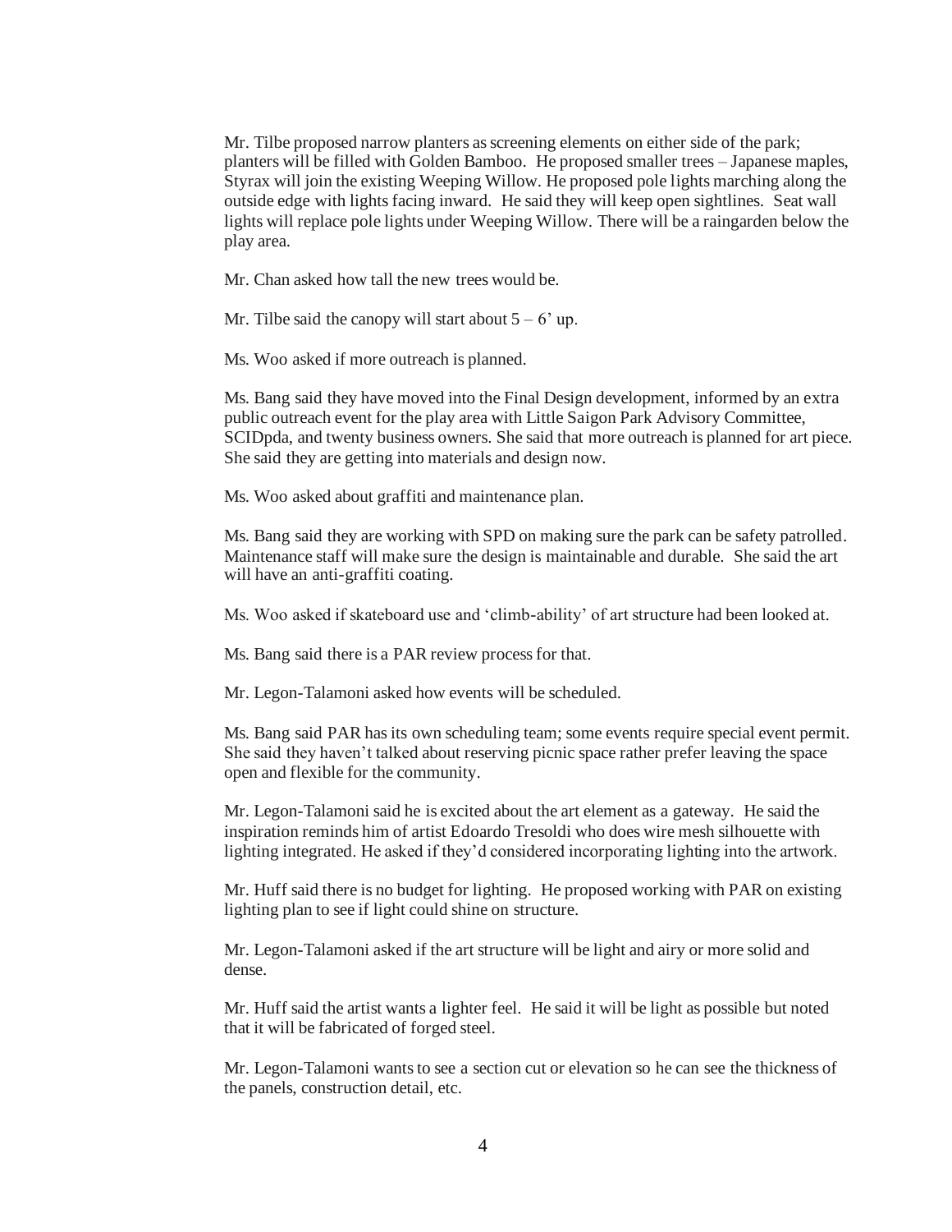Mr. Tilbe proposed narrow planters as screening elements on either side of the park; planters will be filled with Golden Bamboo. He proposed smaller trees – Japanese maples, Styrax will join the existing Weeping Willow. He proposed pole lights marching along the outside edge with lights facing inward. He said they will keep open sightlines. Seat wall lights will replace pole lights under Weeping Willow. There will be a raingarden below the play area.

Mr. Chan asked how tall the new trees would be.

Mr. Tilbe said the canopy will start about 5 – 6' up.

Ms. Woo asked if more outreach is planned.

Ms. Bang said they have moved into the Final Design development, informed by an extra public outreach event for the play area with Little Saigon Park Advisory Committee, SCIDpda, and twenty business owners. She said that more outreach is planned for art piece. She said they are getting into materials and design now.

Ms. Woo asked about graffiti and maintenance plan.

Ms. Bang said they are working with SPD on making sure the park can be safety patrolled. Maintenance staff will make sure the design is maintainable and durable. She said the art will have an anti-graffiti coating.

Ms. Woo asked if skateboard use and 'climb-ability' of art structure had been looked at.

Ms. Bang said there is a PAR review process for that.

Mr. Legon-Talamoni asked how events will be scheduled.

Ms. Bang said PAR has its own scheduling team; some events require special event permit. She said they haven't talked about reserving picnic space rather prefer leaving the space open and flexible for the community.

Mr. Legon-Talamoni said he is excited about the art element as a gateway. He said the inspiration reminds him of artist Edoardo Tresoldi who does wire mesh silhouette with lighting integrated. He asked if they'd considered incorporating lighting into the artwork.

Mr. Huff said there is no budget for lighting. He proposed working with PAR on existing lighting plan to see if light could shine on structure.

Mr. Legon-Talamoni asked if the art structure will be light and airy or more solid and dense.

Mr. Huff said the artist wants a lighter feel. He said it will be light as possible but noted that it will be fabricated of forged steel.

Mr. Legon-Talamoni wants to see a section cut or elevation so he can see the thickness of the panels, construction detail, etc.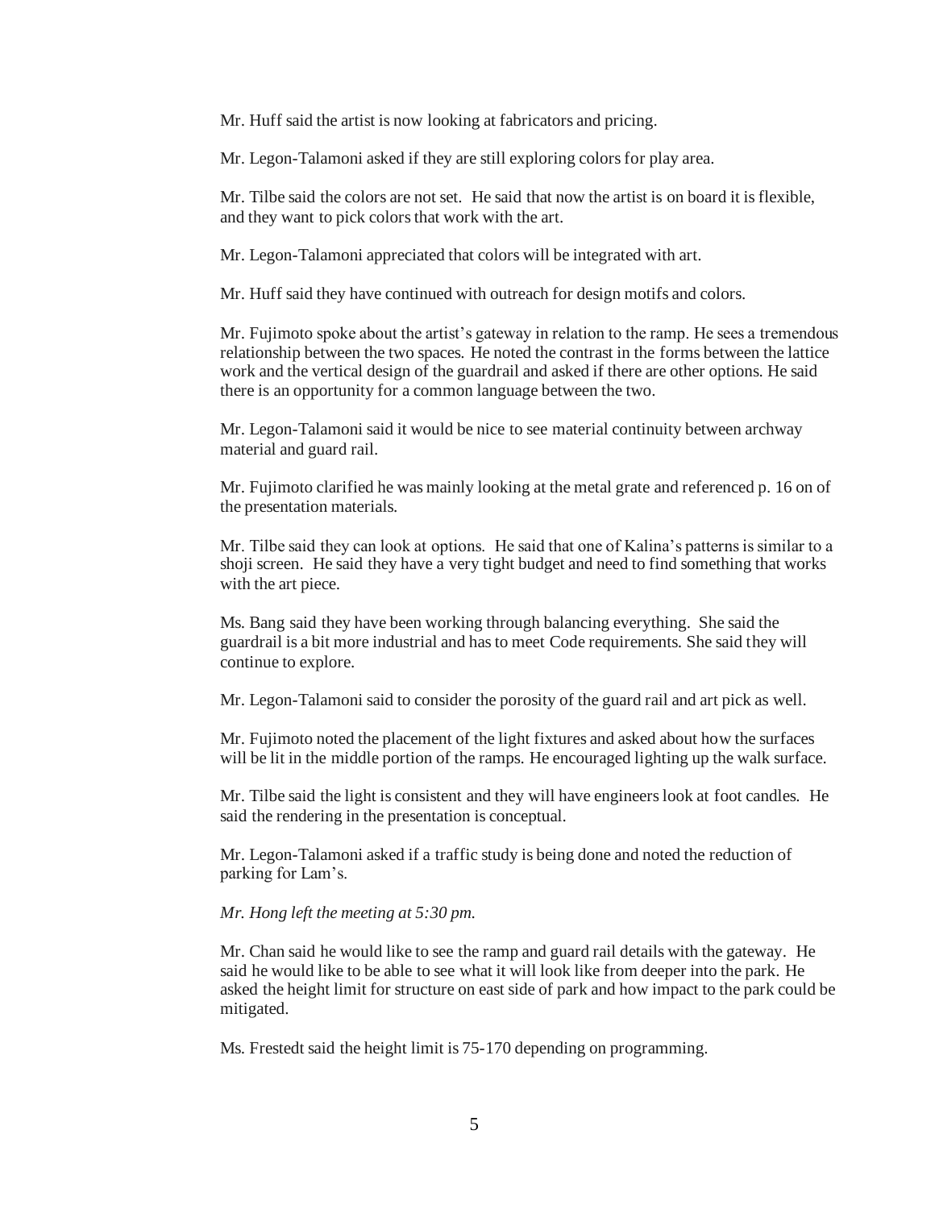Mr. Huff said the artist is now looking at fabricators and pricing.

Mr. Legon-Talamoni asked if they are still exploring colors for play area.

Mr. Tilbe said the colors are not set. He said that now the artist is on board it is flexible, and they want to pick colors that work with the art.

Mr. Legon-Talamoni appreciated that colors will be integrated with art.

Mr. Huff said they have continued with outreach for design motifs and colors.

Mr. Fujimoto spoke about the artist's gateway in relation to the ramp. He sees a tremendous relationship between the two spaces. He noted the contrast in the forms between the lattice work and the vertical design of the guardrail and asked if there are other options. He said there is an opportunity for a common language between the two.

Mr. Legon-Talamoni said it would be nice to see material continuity between archway material and guard rail.

Mr. Fujimoto clarified he was mainly looking at the metal grate and referenced p. 16 on of the presentation materials.

Mr. Tilbe said they can look at options. He said that one of Kalina's patterns is similar to a shoji screen. He said they have a very tight budget and need to find something that works with the art piece.

Ms. Bang said they have been working through balancing everything. She said the guardrail is a bit more industrial and has to meet Code requirements. She said they will continue to explore.

Mr. Legon-Talamoni said to consider the porosity of the guard rail and art pick as well.

Mr. Fujimoto noted the placement of the light fixtures and asked about how the surfaces will be lit in the middle portion of the ramps. He encouraged lighting up the walk surface.

Mr. Tilbe said the light is consistent and they will have engineers look at foot candles. He said the rendering in the presentation is conceptual.

Mr. Legon-Talamoni asked if a traffic study is being done and noted the reduction of parking for Lam's.

*Mr. Hong left the meeting at 5:30 pm.*

Mr. Chan said he would like to see the ramp and guard rail details with the gateway. He said he would like to be able to see what it will look like from deeper into the park. He asked the height limit for structure on east side of park and how impact to the park could be mitigated.

Ms. Frestedt said the height limit is 75-170 depending on programming.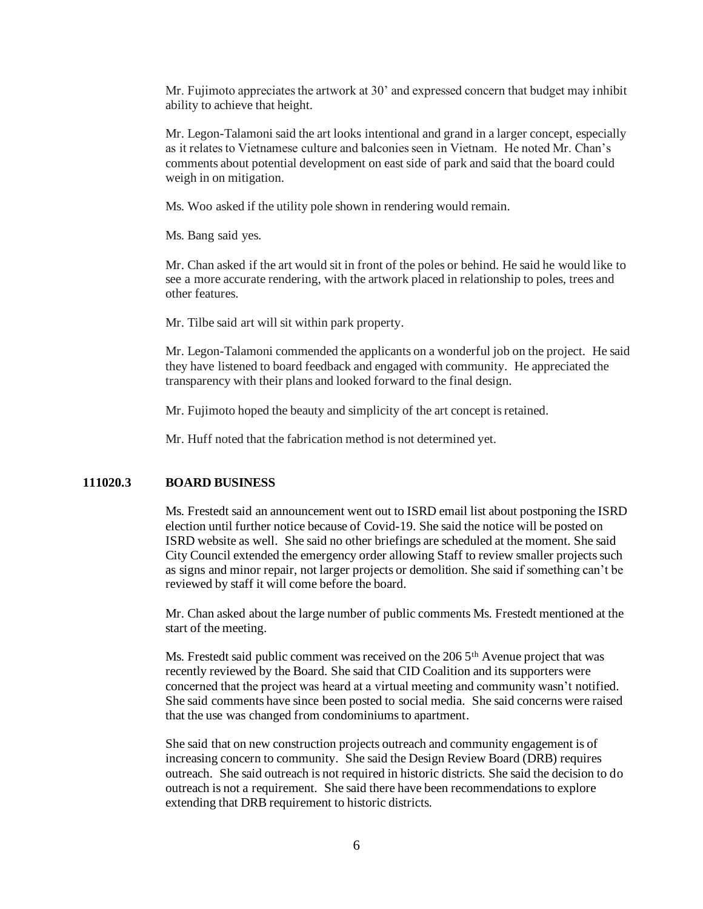Mr. Fujimoto appreciates the artwork at 30' and expressed concern that budget may inhibit ability to achieve that height.

Mr. Legon-Talamoni said the art looks intentional and grand in a larger concept, especially as it relates to Vietnamese culture and balconies seen in Vietnam. He noted Mr. Chan's comments about potential development on east side of park and said that the board could weigh in on mitigation.

Ms. Woo asked if the utility pole shown in rendering would remain.

Ms. Bang said yes.

Mr. Chan asked if the art would sit in front of the poles or behind. He said he would like to see a more accurate rendering, with the artwork placed in relationship to poles, trees and other features.

Mr. Tilbe said art will sit within park property.

Mr. Legon-Talamoni commended the applicants on a wonderful job on the project. He said they have listened to board feedback and engaged with community. He appreciated the transparency with their plans and looked forward to the final design.

Mr. Fujimoto hoped the beauty and simplicity of the art concept is retained.

Mr. Huff noted that the fabrication method is not determined yet.

## 111020.3 BOARD BUSINESS

Ms. Frestedt said an announcement went out to ISRD email list about postponing the ISRD election until further notice because of Covid-19. She said the notice will be posted on ISRD website as well. She said no other briefings are scheduled at the moment. She said City Council extended the emergency order allowing Staff to review smaller projects such as signs and minor repair, not larger projects or demolition. She said if something can't be reviewed by staff it will come before the board.

Mr. Chan asked about the large number of public comments Ms. Frestedt mentioned at the start of the meeting.

Ms. Frestedt said public comment was received on the 206 5th Avenue project that was recently reviewed by the Board. She said that CID Coalition and its supporters were concerned that the project was heard at a virtual meeting and community wasn't notified. She said comments have since been posted to social media. She said concerns were raised that the use was changed from condominiums to apartment.

She said that on new construction projects outreach and community engagement is of increasing concern to community. She said the Design Review Board (DRB) requires outreach. She said outreach is not required in historic districts. She said the decision to do outreach is not a requirement. She said there have been recommendations to explore extending that DRB requirement to historic districts.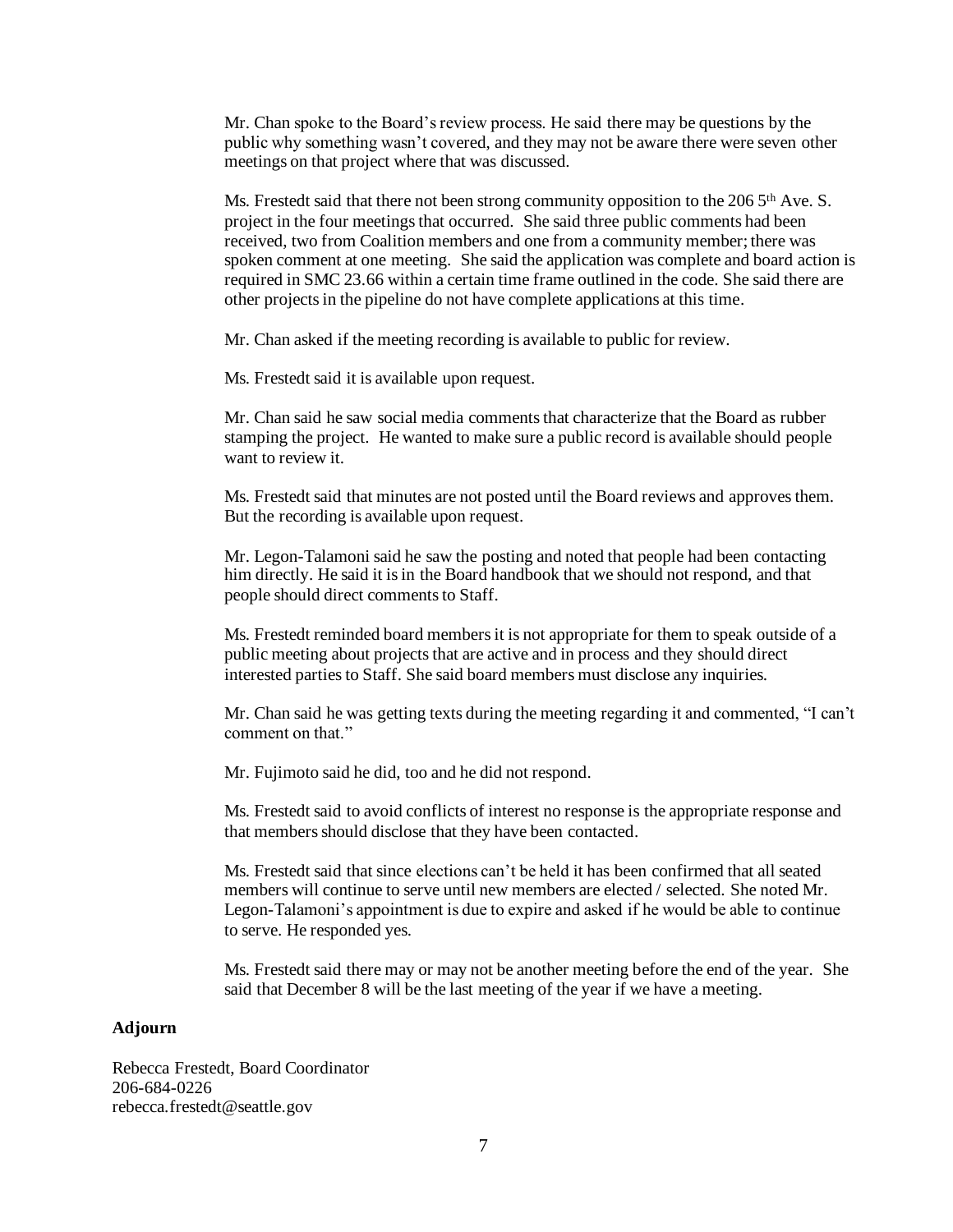Mr. Chan spoke to the Board's review process. He said there may be questions by the public why something wasn't covered, and they may not be aware there were seven other meetings on that project where that was discussed.

Ms. Frestedt said that there not been strong community opposition to the 206 5th Ave. S. project in the four meetings that occurred. She said three public comments had been received, two from Coalition members and one from a community member; there was spoken comment at one meeting. She said the application was complete and board action is required in SMC 23.66 within a certain time frame outlined in the code. She said there are other projects in the pipeline do not have complete applications at this time.

Mr. Chan asked if the meeting recording is available to public for review.

Ms. Frestedt said it is available upon request.

Mr. Chan said he saw social media comments that characterize that the Board as rubber stamping the project. He wanted to make sure a public record is available should people want to review it.

Ms. Frestedt said that minutes are not posted until the Board reviews and approves them. But the recording is available upon request.

Mr. Legon-Talamoni said he saw the posting and noted that people had been contacting him directly. He said it is in the Board handbook that we should not respond, and that people should direct comments to Staff.

Ms. Frestedt reminded board members it is not appropriate for them to speak outside of a public meeting about projects that are active and in process and they should direct interested parties to Staff. She said board members must disclose any inquiries.

Mr. Chan said he was getting texts during the meeting regarding it and commented, "I can't comment on that."

Mr. Fujimoto said he did, too and he did not respond.

Ms. Frestedt said to avoid conflicts of interest no response is the appropriate response and that members should disclose that they have been contacted.

Ms. Frestedt said that since elections can't be held it has been confirmed that all seated members will continue to serve until new members are elected / selected. She noted Mr. Legon-Talamoni's appointment is due to expire and asked if he would be able to continue to serve. He responded yes.

Ms. Frestedt said there may or may not be another meeting before the end of the year. She said that December 8 will be the last meeting of the year if we have a meeting.

**Adjourn**

Rebecca Frestedt, Board Coordinator
206-684-0226
rebecca.frestedt@seattle.gov